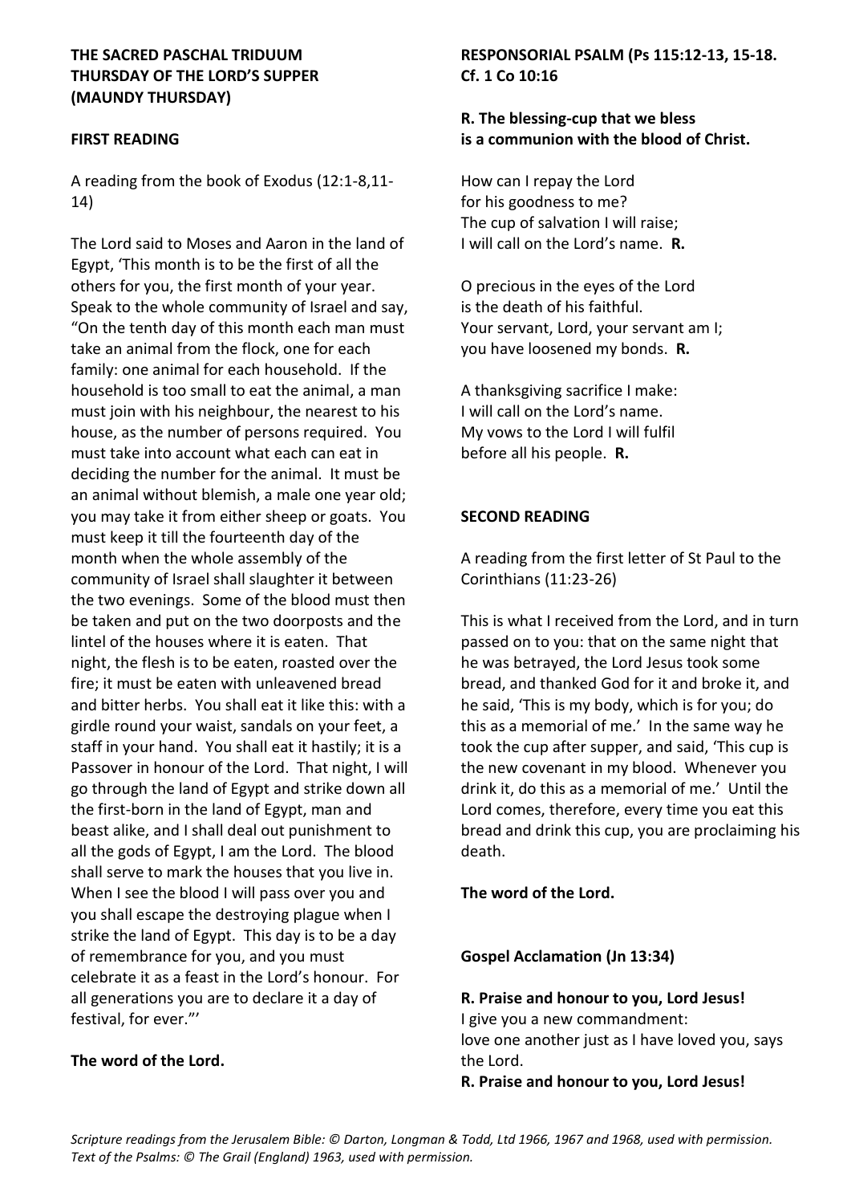**THE SACRED PASCHAL TRIDUUM**
**THURSDAY OF THE LORD'S SUPPER**
**(MAUNDY THURSDAY)**

**FIRST READING**

A reading from the book of Exodus (12:1-8,11-14)

The Lord said to Moses and Aaron in the land of Egypt, 'This month is to be the first of all the others for you, the first month of your year. Speak to the whole community of Israel and say, "On the tenth day of this month each man must take an animal from the flock, one for each family: one animal for each household. If the household is too small to eat the animal, a man must join with his neighbour, the nearest to his house, as the number of persons required. You must take into account what each can eat in deciding the number for the animal. It must be an animal without blemish, a male one year old; you may take it from either sheep or goats. You must keep it till the fourteenth day of the month when the whole assembly of the community of Israel shall slaughter it between the two evenings. Some of the blood must then be taken and put on the two doorposts and the lintel of the houses where it is eaten. That night, the flesh is to be eaten, roasted over the fire; it must be eaten with unleavened bread and bitter herbs. You shall eat it like this: with a girdle round your waist, sandals on your feet, a staff in your hand. You shall eat it hastily; it is a Passover in honour of the Lord. That night, I will go through the land of Egypt and strike down all the first-born in the land of Egypt, man and beast alike, and I shall deal out punishment to all the gods of Egypt, I am the Lord. The blood shall serve to mark the houses that you live in. When I see the blood I will pass over you and you shall escape the destroying plague when I strike the land of Egypt. This day is to be a day of remembrance for you, and you must celebrate it as a feast in the Lord's honour. For all generations you are to declare it a day of festival, for ever."'

**The word of the Lord.**

**RESPONSORIAL PSALM (Ps 115:12-13, 15-18. Cf. 1 Co 10:16**

**R. The blessing-cup that we bless**
**is a communion with the blood of Christ.**

How can I repay the Lord
for his goodness to me?
The cup of salvation I will raise;
I will call on the Lord's name. **R.**

O precious in the eyes of the Lord
is the death of his faithful.
Your servant, Lord, your servant am I;
you have loosened my bonds. **R.**

A thanksgiving sacrifice I make:
I will call on the Lord's name.
My vows to the Lord I will fulfil
before all his people. **R.**

**SECOND READING**

A reading from the first letter of St Paul to the Corinthians (11:23-26)

This is what I received from the Lord, and in turn passed on to you: that on the same night that he was betrayed, the Lord Jesus took some bread, and thanked God for it and broke it, and he said, 'This is my body, which is for you; do this as a memorial of me.' In the same way he took the cup after supper, and said, 'This cup is the new covenant in my blood. Whenever you drink it, do this as a memorial of me.' Until the Lord comes, therefore, every time you eat this bread and drink this cup, you are proclaiming his death.

**The word of the Lord.**

**Gospel Acclamation (Jn 13:34)**

**R. Praise and honour to you, Lord Jesus!**
I give you a new commandment:
love one another just as I have loved you, says the Lord.
**R. Praise and honour to you, Lord Jesus!**

*Scripture readings from the Jerusalem Bible: © Darton, Longman & Todd, Ltd 1966, 1967 and 1968, used with permission.*
*Text of the Psalms: © The Grail (England) 1963, used with permission.*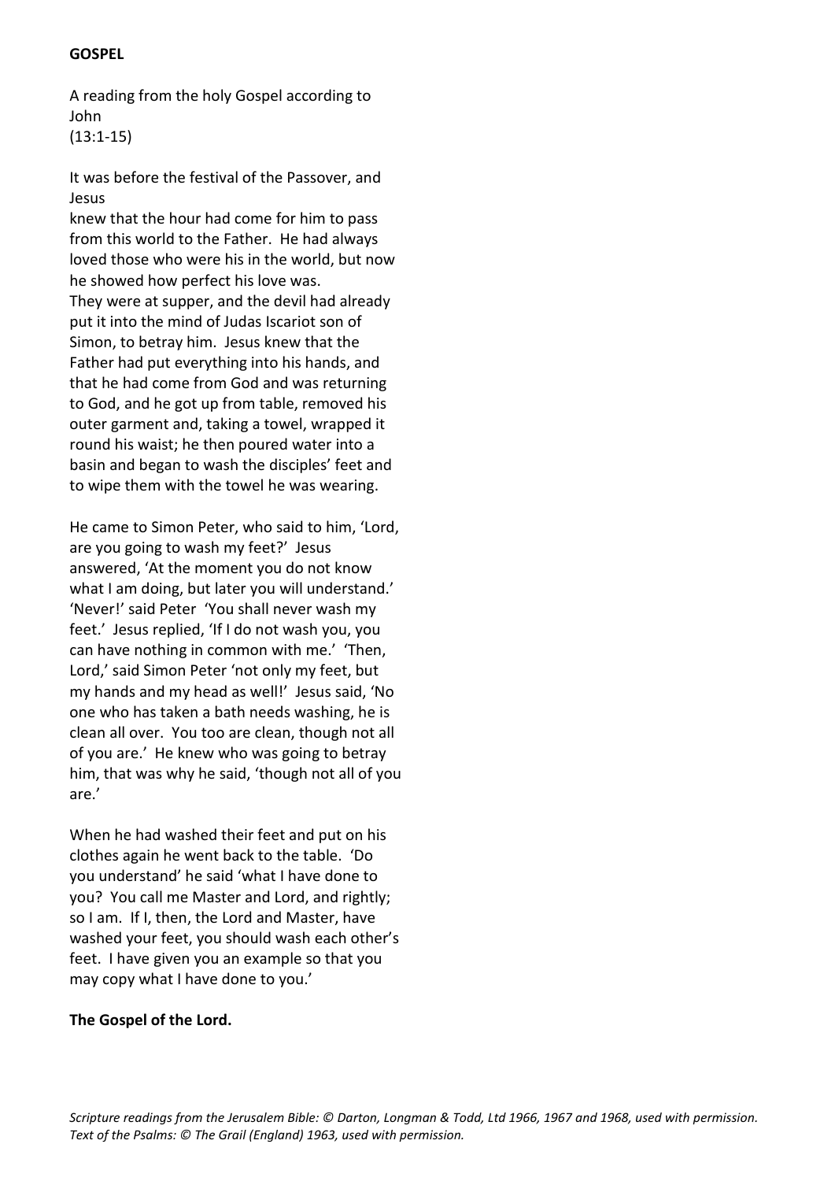**GOSPEL**

A reading from the holy Gospel according to John
(13:1-15)

It was before the festival of the Passover, and Jesus
knew that the hour had come for him to pass from this world to the Father. He had always loved those who were his in the world, but now he showed how perfect his love was.
They were at supper, and the devil had already put it into the mind of Judas Iscariot son of Simon, to betray him. Jesus knew that the Father had put everything into his hands, and that he had come from God and was returning to God, and he got up from table, removed his outer garment and, taking a towel, wrapped it round his waist; he then poured water into a basin and began to wash the disciples' feet and to wipe them with the towel he was wearing.

He came to Simon Peter, who said to him, 'Lord, are you going to wash my feet?' Jesus answered, 'At the moment you do not know what I am doing, but later you will understand.' 'Never!' said Peter 'You shall never wash my feet.' Jesus replied, 'If I do not wash you, you can have nothing in common with me.' 'Then, Lord,' said Simon Peter 'not only my feet, but my hands and my head as well!' Jesus said, 'No one who has taken a bath needs washing, he is clean all over. You too are clean, though not all of you are.' He knew who was going to betray him, that was why he said, 'though not all of you are.'

When he had washed their feet and put on his clothes again he went back to the table. 'Do you understand' he said 'what I have done to you? You call me Master and Lord, and rightly; so I am. If I, then, the Lord and Master, have washed your feet, you should wash each other's feet. I have given you an example so that you may copy what I have done to you.'

**The Gospel of the Lord.**

*Scripture readings from the Jerusalem Bible: © Darton, Longman & Todd, Ltd 1966, 1967 and 1968, used with permission.*
*Text of the Psalms: © The Grail (England) 1963, used with permission.*